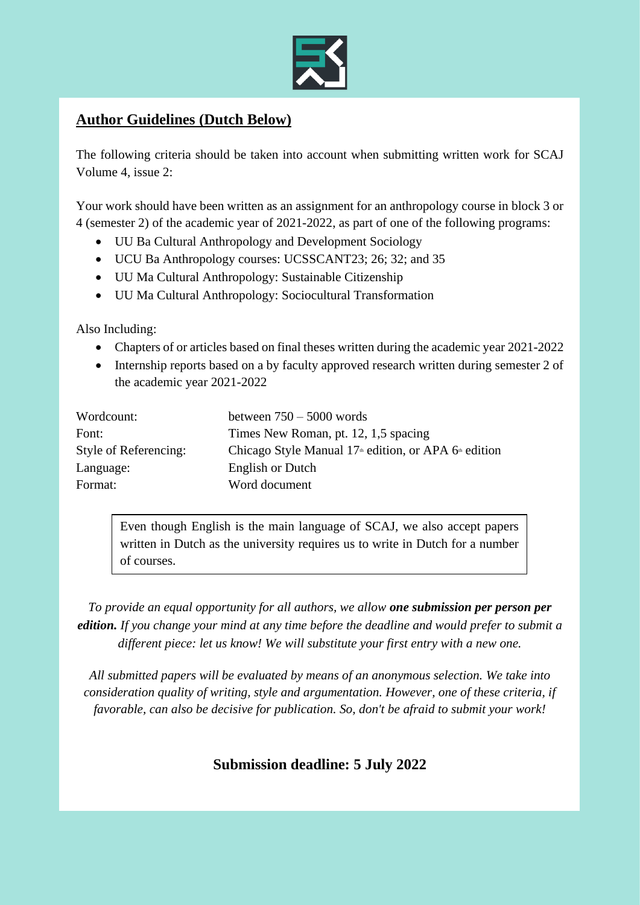## Author Guidelines (Dutch Below)

The following criteria should be taken into account when submitting written work for SCAJ Volume 4, issue 2:

Your work should have been written as an assignment for an anthropology course in block 3 or 4 (semester 2) of the academic year of 2021-2022, as part of one of the following programs:

- UU Ba Cultural Anthropology and Development Sociology
- UCU Ba Anthropology courses: UCSSCANT23; 26; 32; and 35
- UU Ma Cultural Anthropology: Sustainable Citizenship
- UU Ma Cultural Anthropology: Sociocultural Transformation

Also Including:

- Chapters of or articles based on final theses written during the academic year 2021-2022
- Internship reports based on a by faculty approved research written during semester 2 of the academic year 2021-2022

| | |
|---|---|
| Wordcount: | between 750 – 5000 words |
| Font: | Times New Roman, pt. 12, 1,5 spacing |
| Style of Referencing: | Chicago Style Manual 17th edition, or APA 6th edition |
| Language: | English or Dutch |
| Format: | Word document |

> Even though English is the main language of SCAJ, we also accept papers written in Dutch as the university requires us to write in Dutch for a number of courses.

*To provide an equal opportunity for all authors, we allow* ***one submission per person per edition.*** *If you change your mind at any time before the deadline and would prefer to submit a different piece: let us know! We will substitute your first entry with a new one.*

*All submitted papers will be evaluated by means of an anonymous selection. We take into consideration quality of writing, style and argumentation. However, one of these criteria, if favorable, can also be decisive for publication. So, don't be afraid to submit your work!*

**Submission deadline: 5 July 2022**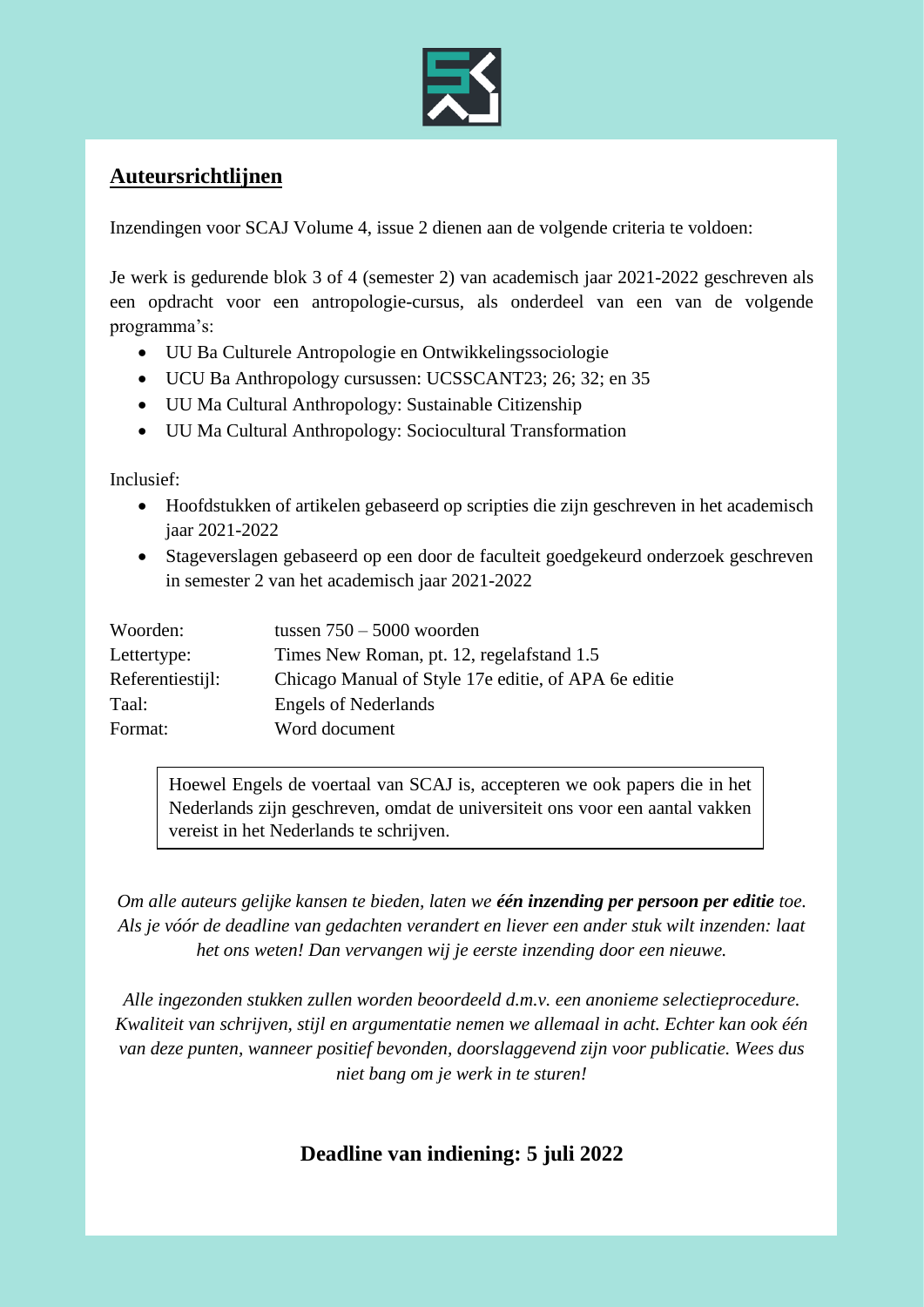## Auteursrichtlijnen

Inzendingen voor SCAJ Volume 4, issue 2 dienen aan de volgende criteria te voldoen:

Je werk is gedurende blok 3 of 4 (semester 2) van academisch jaar 2021-2022 geschreven als een opdracht voor een antropologie-cursus, als onderdeel van een van de volgende programma's:

- UU Ba Culturele Antropologie en Ontwikkelingssociologie
- UCU Ba Anthropology cursussen: UCSSCANT23; 26; 32; en 35
- UU Ma Cultural Anthropology: Sustainable Citizenship
- UU Ma Cultural Anthropology: Sociocultural Transformation

Inclusief:

- Hoofdstukken of artikelen gebaseerd op scripties die zijn geschreven in het academisch jaar 2021-2022
- Stageverslagen gebaseerd op een door de faculteit goedgekeurd onderzoek geschreven in semester 2 van het academisch jaar 2021-2022

| | |
|---|---|
| Woorden: | tussen 750 – 5000 woorden |
| Lettertype: | Times New Roman, pt. 12, regelafstand 1.5 |
| Referentiestijl: | Chicago Manual of Style 17e editie, of APA 6e editie |
| Taal: | Engels of Nederlands |
| Format: | Word document |

Hoewel Engels de voertaal van SCAJ is, accepteren we ook papers die in het Nederlands zijn geschreven, omdat de universiteit ons voor een aantal vakken vereist in het Nederlands te schrijven.

*Om alle auteurs gelijke kansen te bieden, laten we **één inzending per persoon per editie** toe. Als je vóór de deadline van gedachten verandert en liever een ander stuk wilt inzenden: laat het ons weten! Dan vervangen wij je eerste inzending door een nieuwe.*

*Alle ingezonden stukken zullen worden beoordeeld d.m.v. een anonieme selectieprocedure. Kwaliteit van schrijven, stijl en argumentatie nemen we allemaal in acht. Echter kan ook één van deze punten, wanneer positief bevonden, doorslaggevend zijn voor publicatie. Wees dus niet bang om je werk in te sturen!*

**Deadline van indiening: 5 juli 2022**